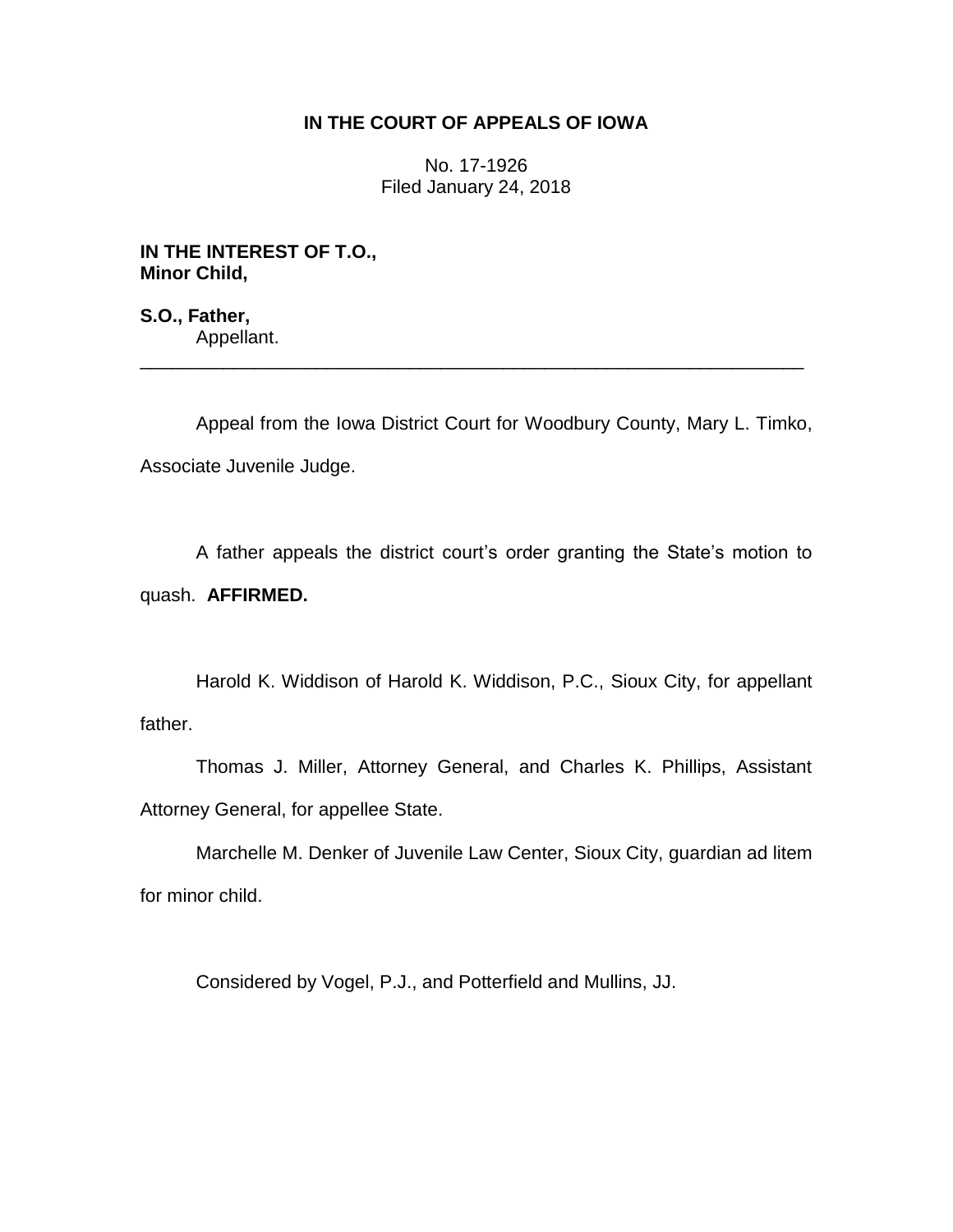# IN THE COURT OF APPEALS OF IOWA

No. 17-1926
Filed January 24, 2018

**IN THE INTEREST OF T.O.,**
**Minor Child,**

**S.O., Father,**
Appellant.

---

Appeal from the Iowa District Court for Woodbury County, Mary L. Timko, Associate Juvenile Judge.

A father appeals the district court's order granting the State's motion to quash. **AFFIRMED.**

Harold K. Widdison of Harold K. Widdison, P.C., Sioux City, for appellant father.

Thomas J. Miller, Attorney General, and Charles K. Phillips, Assistant Attorney General, for appellee State.

Marchelle M. Denker of Juvenile Law Center, Sioux City, guardian ad litem for minor child.

Considered by Vogel, P.J., and Potterfield and Mullins, JJ.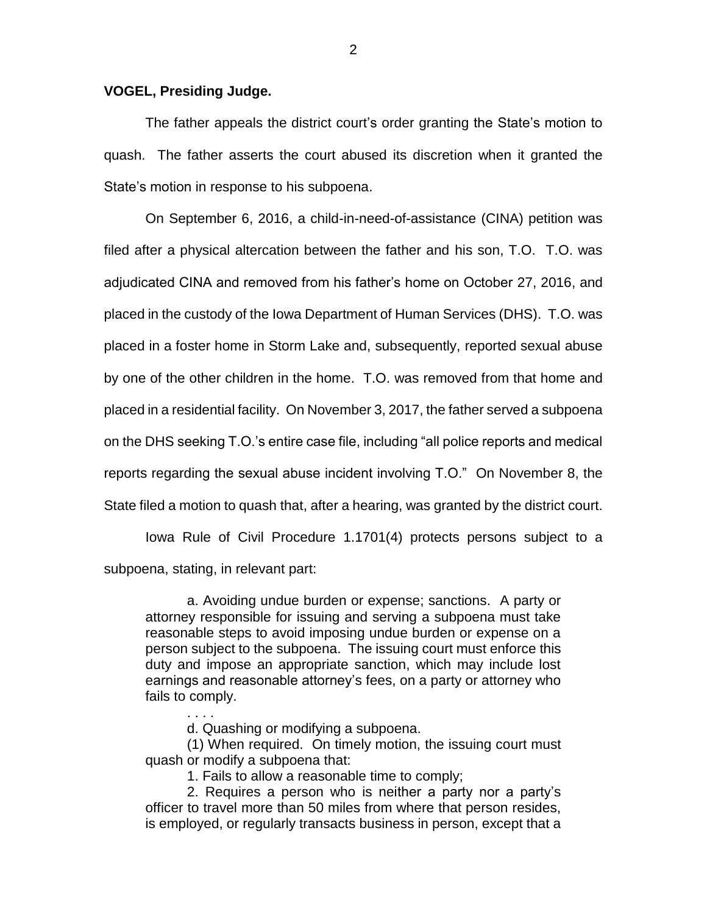**VOGEL, Presiding Judge.**

The father appeals the district court's order granting the State's motion to quash. The father asserts the court abused its discretion when it granted the State's motion in response to his subpoena.

On September 6, 2016, a child-in-need-of-assistance (CINA) petition was filed after a physical altercation between the father and his son, T.O. T.O. was adjudicated CINA and removed from his father's home on October 27, 2016, and placed in the custody of the Iowa Department of Human Services (DHS). T.O. was placed in a foster home in Storm Lake and, subsequently, reported sexual abuse by one of the other children in the home. T.O. was removed from that home and placed in a residential facility. On November 3, 2017, the father served a subpoena on the DHS seeking T.O.'s entire case file, including "all police reports and medical reports regarding the sexual abuse incident involving T.O." On November 8, the State filed a motion to quash that, after a hearing, was granted by the district court.

Iowa Rule of Civil Procedure 1.1701(4) protects persons subject to a subpoena, stating, in relevant part:

> a. Avoiding undue burden or expense; sanctions. A party or attorney responsible for issuing and serving a subpoena must take reasonable steps to avoid imposing undue burden or expense on a person subject to the subpoena. The issuing court must enforce this duty and impose an appropriate sanction, which may include lost earnings and reasonable attorney's fees, on a party or attorney who fails to comply.
>
> . . . .
>
> d. Quashing or modifying a subpoena.
>
> (1) When required. On timely motion, the issuing court must quash or modify a subpoena that:
>
> 1. Fails to allow a reasonable time to comply;
>
> 2. Requires a person who is neither a party nor a party's officer to travel more than 50 miles from where that person resides, is employed, or regularly transacts business in person, except that a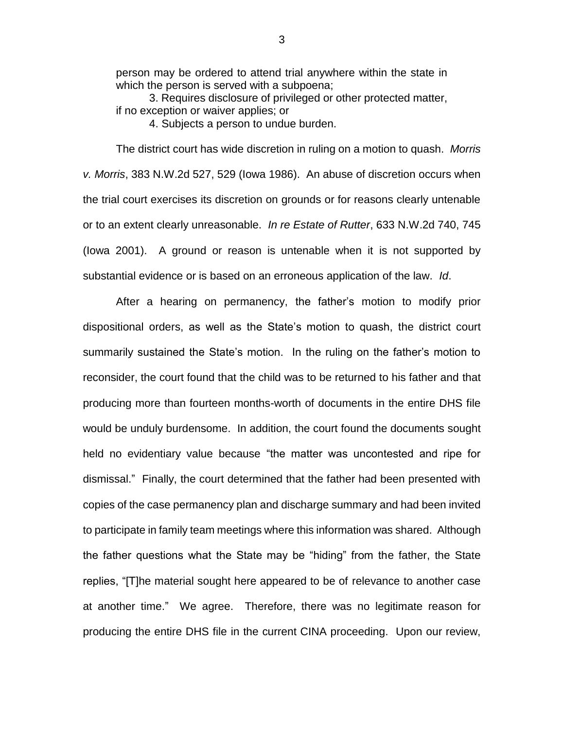person may be ordered to attend trial anywhere within the state in which the person is served with a subpoena;

3. Requires disclosure of privileged or other protected matter, if no exception or waiver applies; or

4. Subjects a person to undue burden.

The district court has wide discretion in ruling on a motion to quash. *Morris v. Morris*, 383 N.W.2d 527, 529 (Iowa 1986). An abuse of discretion occurs when the trial court exercises its discretion on grounds or for reasons clearly untenable or to an extent clearly unreasonable. *In re Estate of Rutter*, 633 N.W.2d 740, 745 (Iowa 2001). A ground or reason is untenable when it is not supported by substantial evidence or is based on an erroneous application of the law. *Id*.

After a hearing on permanency, the father's motion to modify prior dispositional orders, as well as the State's motion to quash, the district court summarily sustained the State's motion. In the ruling on the father's motion to reconsider, the court found that the child was to be returned to his father and that producing more than fourteen months-worth of documents in the entire DHS file would be unduly burdensome. In addition, the court found the documents sought held no evidentiary value because "the matter was uncontested and ripe for dismissal." Finally, the court determined that the father had been presented with copies of the case permanency plan and discharge summary and had been invited to participate in family team meetings where this information was shared. Although the father questions what the State may be "hiding" from the father, the State replies, "[T]he material sought here appeared to be of relevance to another case at another time." We agree. Therefore, there was no legitimate reason for producing the entire DHS file in the current CINA proceeding. Upon our review,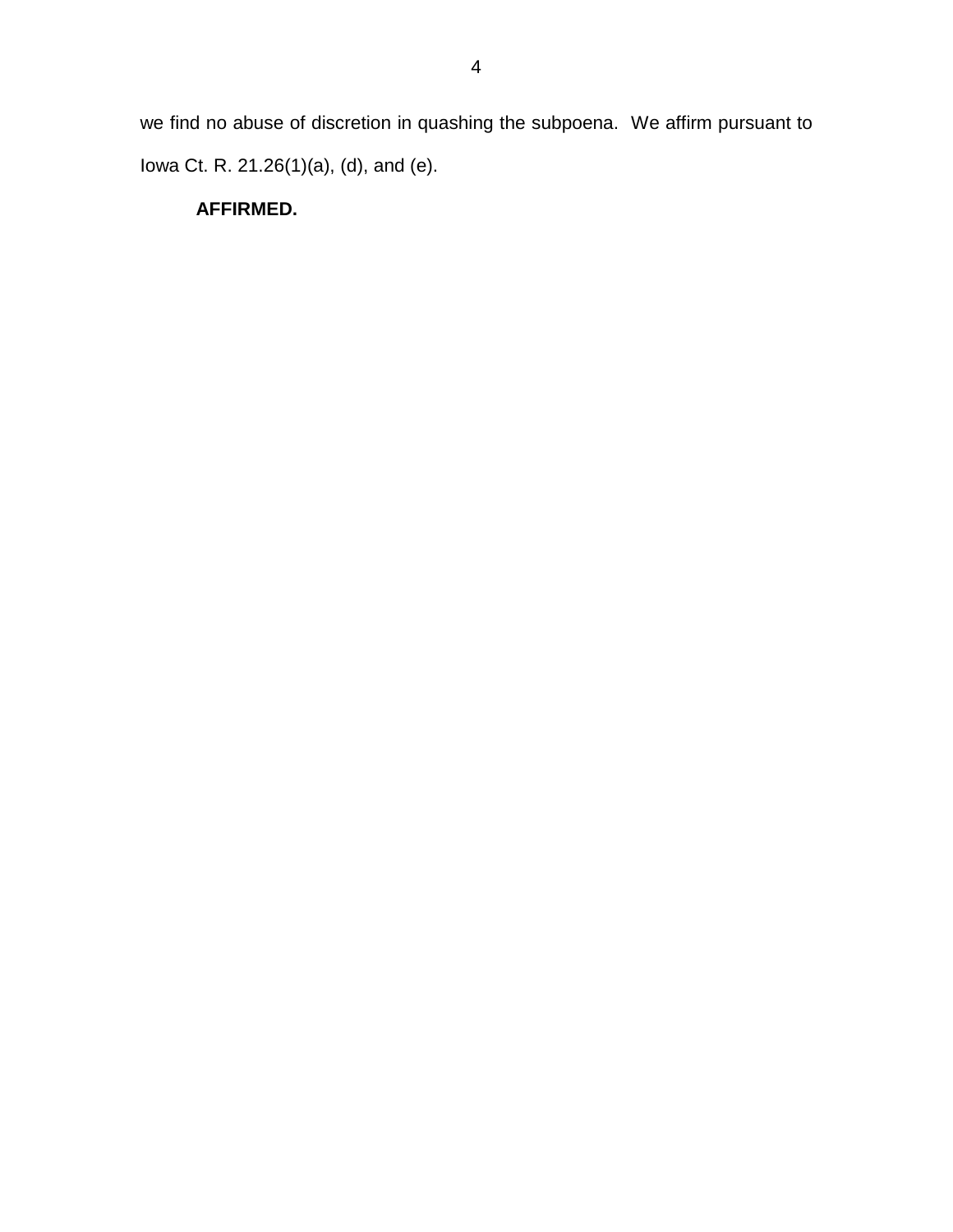we find no abuse of discretion in quashing the subpoena. We affirm pursuant to Iowa Ct. R. 21.26(1)(a), (d), and (e).

**AFFIRMED.**